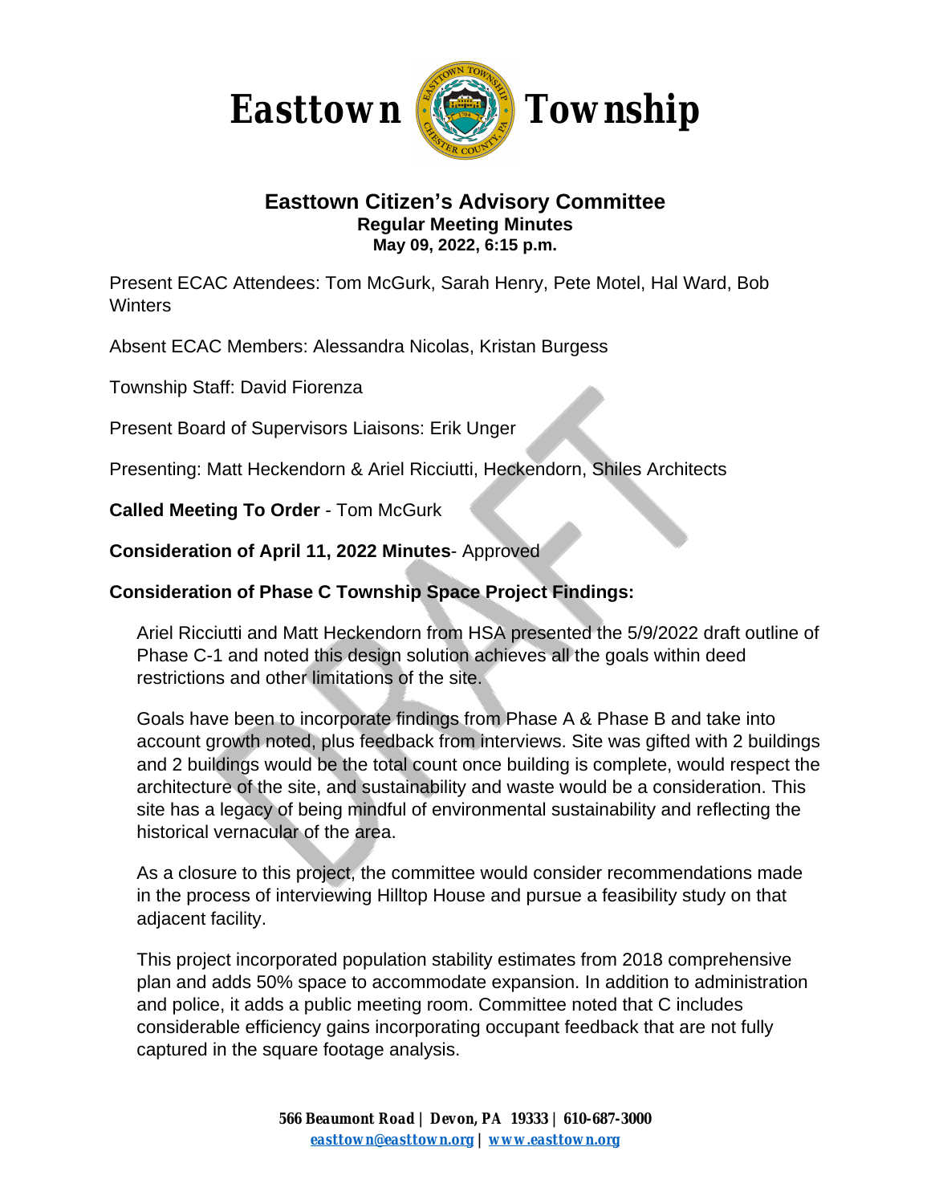# Easttown Township

## Easttown Citizen's Advisory Committee

**Regular Meeting Minutes**
**May 09, 2022, 6:15 p.m.**

Present ECAC Attendees: Tom McGurk, Sarah Henry, Pete Motel, Hal Ward, Bob Winters

Absent ECAC Members: Alessandra Nicolas, Kristan Burgess

Township Staff: David Fiorenza

Present Board of Supervisors Liaisons: Erik Unger

Presenting: Matt Heckendorn & Ariel Ricciutti, Heckendorn, Shiles Architects

**Called Meeting To Order** - Tom McGurk

**Consideration of April 11, 2022 Minutes**- Approved

**Consideration of Phase C Township Space Project Findings:**

Ariel Ricciutti and Matt Heckendorn from HSA presented the 5/9/2022 draft outline of Phase C-1 and noted this design solution achieves all the goals within deed restrictions and other limitations of the site.

Goals have been to incorporate findings from Phase A & Phase B and take into account growth noted, plus feedback from interviews. Site was gifted with 2 buildings and 2 buildings would be the total count once building is complete, would respect the architecture of the site, and sustainability and waste would be a consideration. This site has a legacy of being mindful of environmental sustainability and reflecting the historical vernacular of the area.

As a closure to this project, the committee would consider recommendations made in the process of interviewing Hilltop House and pursue a feasibility study on that adjacent facility.

This project incorporated population stability estimates from 2018 comprehensive plan and adds 50% space to accommodate expansion. In addition to administration and police, it adds a public meeting room. Committee noted that C includes considerable efficiency gains incorporating occupant feedback that are not fully captured in the square footage analysis.

566 Beaumont Road | Devon, PA 19333 | 610-687-3000
easttown@easttown.org | www.easttown.org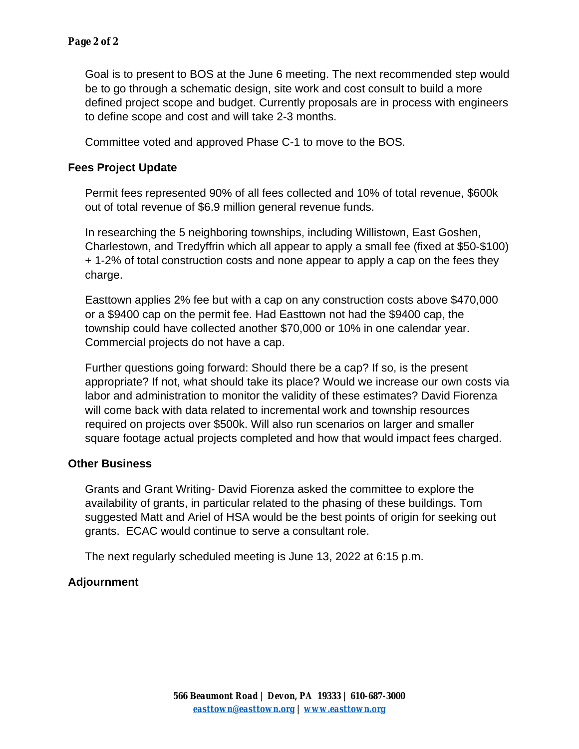Goal is to present to BOS at the June 6 meeting. The next recommended step would be to go through a schematic design, site work and cost consult to build a more defined project scope and budget. Currently proposals are in process with engineers to define scope and cost and will take 2-3 months.

Committee voted and approved Phase C-1 to move to the BOS.

## Fees Project Update

Permit fees represented 90% of all fees collected and 10% of total revenue, $600k out of total revenue of $6.9 million general revenue funds.

In researching the 5 neighboring townships, including Willistown, East Goshen, Charlestown, and Tredyffrin which all appear to apply a small fee (fixed at $50-$100) + 1-2% of total construction costs and none appear to apply a cap on the fees they charge.

Easttown applies 2% fee but with a cap on any construction costs above $470,000 or a $9400 cap on the permit fee. Had Easttown not had the $9400 cap, the township could have collected another $70,000 or 10% in one calendar year. Commercial projects do not have a cap.

Further questions going forward: Should there be a cap? If so, is the present appropriate? If not, what should take its place? Would we increase our own costs via labor and administration to monitor the validity of these estimates? David Fiorenza will come back with data related to incremental work and township resources required on projects over $500k. Will also run scenarios on larger and smaller square footage actual projects completed and how that would impact fees charged.

## Other Business

Grants and Grant Writing- David Fiorenza asked the committee to explore the availability of grants, in particular related to the phasing of these buildings. Tom suggested Matt and Ariel of HSA would be the best points of origin for seeking out grants. ECAC would continue to serve a consultant role.

The next regularly scheduled meeting is June 13, 2022 at 6:15 p.m.

## Adjournment